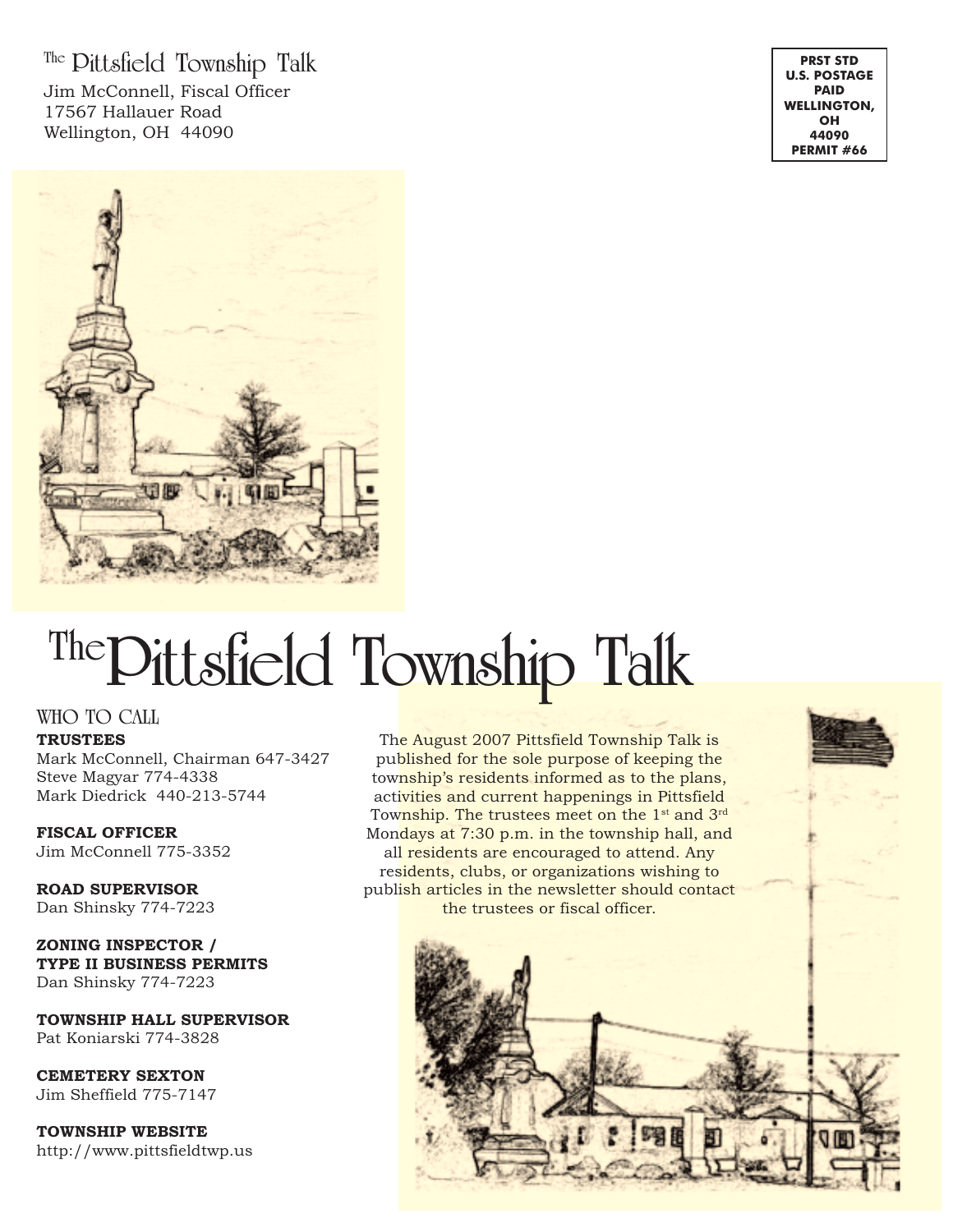The Pittsfield Township Talk
Jim McConnell, Fiscal Officer
17567 Hallauer Road
Wellington, OH 44090

PRST STD
U.S. POSTAGE
PAID
WELLINGTON,
OH
44090
PERMIT #66

# The Pittsfield Township Talk

## WHO TO CALL

**TRUSTEES**
Mark McConnell, Chairman 647-3427
Steve Magyar 774-4338
Mark Diedrick 440-213-5744

**FISCAL OFFICER**
Jim McConnell 775-3352

**ROAD SUPERVISOR**
Dan Shinsky 774-7223

**ZONING INSPECTOR / TYPE II BUSINESS PERMITS**
Dan Shinsky 774-7223

**TOWNSHIP HALL SUPERVISOR**
Pat Koniarski 774-3828

**CEMETERY SEXTON**
Jim Sheffield 775-7147

**TOWNSHIP WEBSITE**
http://www.pittsfieldtwp.us

The August 2007 Pittsfield Township Talk is published for the sole purpose of keeping the township's residents informed as to the plans, activities and current happenings in Pittsfield Township. The trustees meet on the 1st and 3rd Mondays at 7:30 p.m. in the township hall, and all residents are encouraged to attend. Any residents, clubs, or organizations wishing to publish articles in the newsletter should contact the trustees or fiscal officer.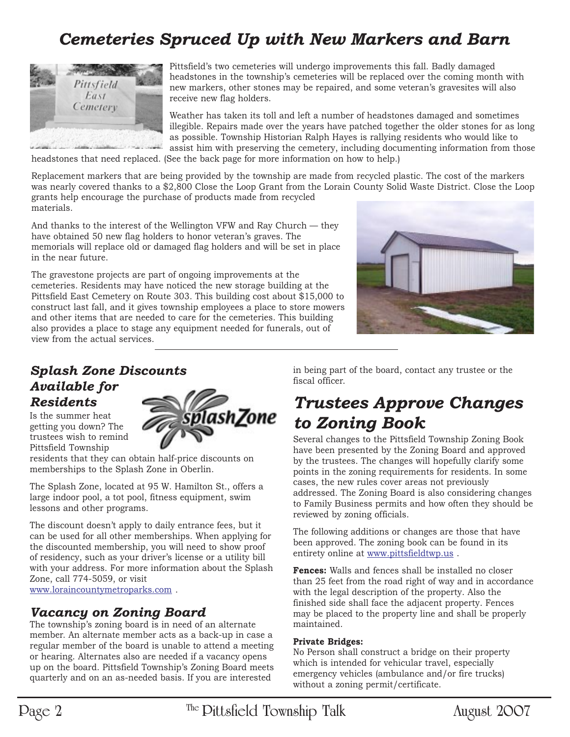# Cemeteries Spruced Up with New Markers and Barn

Pittsfield's two cemeteries will undergo improvements this fall. Badly damaged headstones in the township's cemeteries will be replaced over the coming month with new markers, other stones may be repaired, and some veteran's gravesites will also receive new flag holders.

Weather has taken its toll and left a number of headstones damaged and sometimes illegible. Repairs made over the years have patched together the older stones for as long as possible. Township Historian Ralph Hayes is rallying residents who would like to assist him with preserving the cemetery, including documenting information from those headstones that need replaced. (See the back page for more information on how to help.)

Replacement markers that are being provided by the township are made from recycled plastic. The cost of the markers was nearly covered thanks to a $2,800 Close the Loop Grant from the Lorain County Solid Waste District. Close the Loop grants help encourage the purchase of products made from recycled materials.

And thanks to the interest of the Wellington VFW and Ray Church — they have obtained 50 new flag holders to honor veteran's graves. The memorials will replace old or damaged flag holders and will be set in place in the near future.

The gravestone projects are part of ongoing improvements at the cemeteries. Residents may have noticed the new storage building at the Pittsfield East Cemetery on Route 303. This building cost about $15,000 to construct last fall, and it gives township employees a place to store mowers and other items that are needed to care for the cemeteries. This building also provides a place to stage any equipment needed for funerals, out of view from the actual services.

## Splash Zone Discounts Available for Residents

Is the summer heat getting you down? The trustees wish to remind Pittsfield Township residents that they can obtain half-price discounts on memberships to the Splash Zone in Oberlin.

The Splash Zone, located at 95 W. Hamilton St., offers a large indoor pool, a tot pool, fitness equipment, swim lessons and other programs.

The discount doesn't apply to daily entrance fees, but it can be used for all other memberships. When applying for the discounted membership, you will need to show proof of residency, such as your driver's license or a utility bill with your address. For more information about the Splash Zone, call 774-5059, or visit www.loraincountymetroparks.com .

## Vacancy on Zoning Board

The township's zoning board is in need of an alternate member. An alternate member acts as a back-up in case a regular member of the board is unable to attend a meeting or hearing. Alternates also are needed if a vacancy opens up on the board. Pittsfield Township's Zoning Board meets quarterly and on an as-needed basis. If you are interested in being part of the board, contact any trustee or the fiscal officer.

# Trustees Approve Changes to Zoning Book

Several changes to the Pittsfield Township Zoning Book have been presented by the Zoning Board and approved by the trustees. The changes will hopefully clarify some points in the zoning requirements for residents. In some cases, the new rules cover areas not previously addressed. The Zoning Board is also considering changes to Family Business permits and how often they should be reviewed by zoning officials.

The following additions or changes are those that have been approved. The zoning book can be found in its entirety online at www.pittsfieldtwp.us .

**Fences:** Walls and fences shall be installed no closer than 25 feet from the road right of way and in accordance with the legal description of the property. Also the finished side shall face the adjacent property. Fences may be placed to the property line and shall be properly maintained.

**Private Bridges:**
No Person shall construct a bridge on their property which is intended for vehicular travel, especially emergency vehicles (ambulance and/or fire trucks) without a zoning permit/certificate.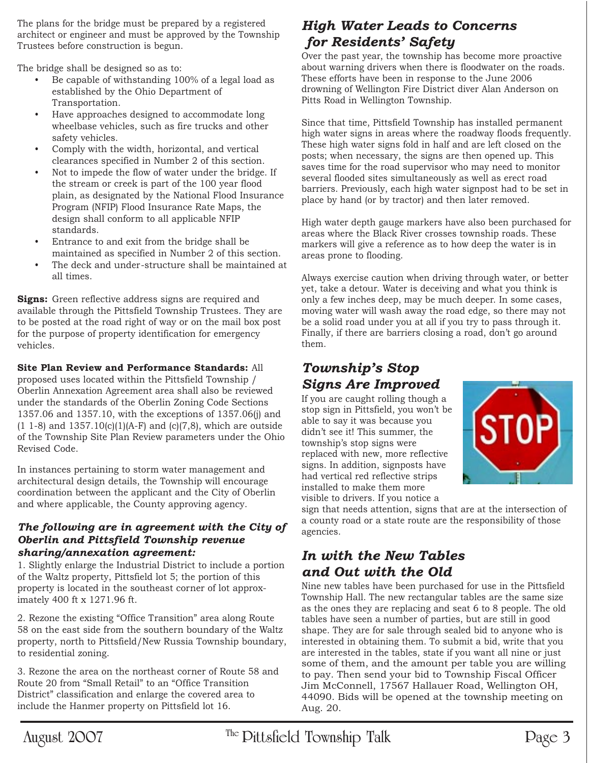The plans for the bridge must be prepared by a registered architect or engineer and must be approved by the Township Trustees before construction is begun.

The bridge shall be designed so as to:

- Be capable of withstanding 100% of a legal load as established by the Ohio Department of Transportation.
- Have approaches designed to accommodate long wheelbase vehicles, such as fire trucks and other safety vehicles.
- Comply with the width, horizontal, and vertical clearances specified in Number 2 of this section.
- Not to impede the flow of water under the bridge. If the stream or creek is part of the 100 year flood plain, as designated by the National Flood Insurance Program (NFIP) Flood Insurance Rate Maps, the design shall conform to all applicable NFIP standards.
- Entrance to and exit from the bridge shall be maintained as specified in Number 2 of this section.
- The deck and under-structure shall be maintained at all times.

**Signs:** Green reflective address signs are required and available through the Pittsfield Township Trustees. They are to be posted at the road right of way or on the mail box post for the purpose of property identification for emergency vehicles.

**Site Plan Review and Performance Standards:** All proposed uses located within the Pittsfield Township / Oberlin Annexation Agreement area shall also be reviewed under the standards of the Oberlin Zoning Code Sections 1357.06 and 1357.10, with the exceptions of 1357.06(j) and (1 1-8) and 1357.10(c)(1)(A-F) and (c)(7,8), which are outside of the Township Site Plan Review parameters under the Ohio Revised Code.

In instances pertaining to storm water management and architectural design details, the Township will encourage coordination between the applicant and the City of Oberlin and where applicable, the County approving agency.

***The following are in agreement with the City of Oberlin and Pittsfield Township revenue sharing/annexation agreement:***

1. Slightly enlarge the Industrial District to include a portion of the Waltz property, Pittsfield lot 5; the portion of this property is located in the southeast corner of lot approximately 400 ft x 1271.96 ft.

2. Rezone the existing "Office Transition" area along Route 58 on the east side from the southern boundary of the Waltz property, north to Pittsfield/New Russia Township boundary, to residential zoning.

3. Rezone the area on the northeast corner of Route 58 and Route 20 from "Small Retail" to an "Office Transition District" classification and enlarge the covered area to include the Hanmer property on Pittsfield lot 16.

## *High Water Leads to Concerns for Residents' Safety*

Over the past year, the township has become more proactive about warning drivers when there is floodwater on the roads. These efforts have been in response to the June 2006 drowning of Wellington Fire District diver Alan Anderson on Pitts Road in Wellington Township.

Since that time, Pittsfield Township has installed permanent high water signs in areas where the roadway floods frequently. These high water signs fold in half and are left closed on the posts; when necessary, the signs are then opened up. This saves time for the road supervisor who may need to monitor several flooded sites simultaneously as well as erect road barriers. Previously, each high water signpost had to be set in place by hand (or by tractor) and then later removed.

High water depth gauge markers have also been purchased for areas where the Black River crosses township roads. These markers will give a reference as to how deep the water is in areas prone to flooding.

Always exercise caution when driving through water, or better yet, take a detour. Water is deceiving and what you think is only a few inches deep, may be much deeper. In some cases, moving water will wash away the road edge, so there may not be a solid road under you at all if you try to pass through it. Finally, if there are barriers closing a road, don't go around them.

## *Township's Stop Signs Are Improved*

If you are caught rolling though a stop sign in Pittsfield, you won't be able to say it was because you didn't see it! This summer, the township's stop signs were replaced with new, more reflective signs. In addition, signposts have had vertical red reflective strips installed to make them more visible to drivers. If you notice a sign that needs attention, signs that are at the intersection of a county road or a state route are the responsibility of those agencies.

## *In with the New Tables and Out with the Old*

Nine new tables have been purchased for use in the Pittsfield Township Hall. The new rectangular tables are the same size as the ones they are replacing and seat 6 to 8 people. The old tables have seen a number of parties, but are still in good shape. They are for sale through sealed bid to anyone who is interested in obtaining them. To submit a bid, write that you are interested in the tables, state if you want all nine or just some of them, and the amount per table you are willing to pay. Then send your bid to Township Fiscal Officer Jim McConnell, 17567 Hallauer Road, Wellington OH, 44090. Bids will be opened at the township meeting on Aug. 20.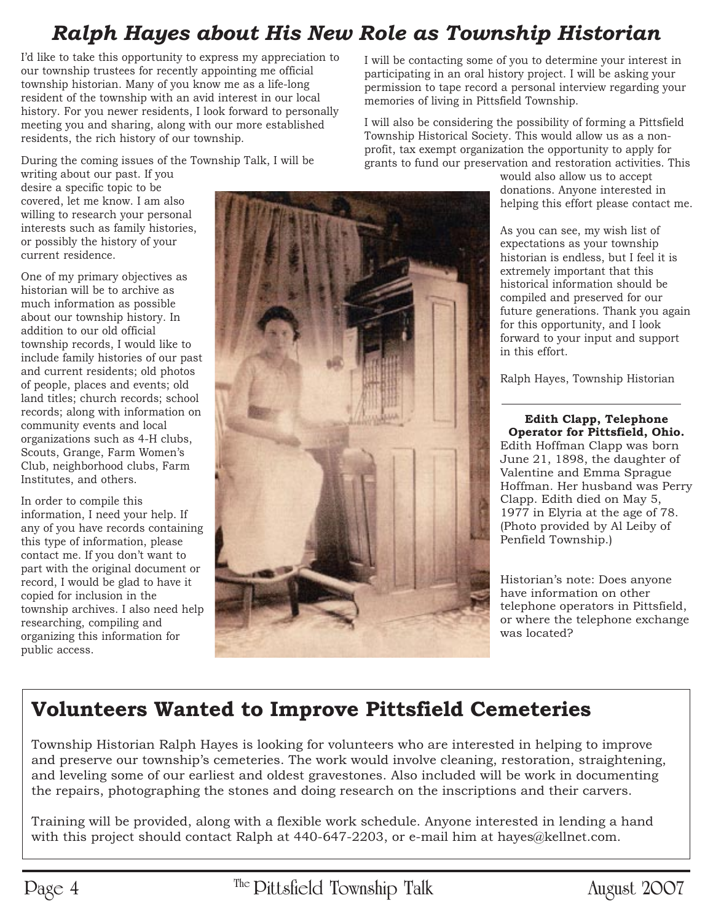# *Ralph Hayes about His New Role as Township Historian*

I'd like to take this opportunity to express my appreciation to our township trustees for recently appointing me official township historian. Many of you know me as a life-long resident of the township with an avid interest in our local history. For you newer residents, I look forward to personally meeting you and sharing, along with our more established residents, the rich history of our township.

During the coming issues of the Township Talk, I will be writing about our past. If you desire a specific topic to be covered, let me know. I am also willing to research your personal interests such as family histories, or possibly the history of your current residence.

One of my primary objectives as historian will be to archive as much information as possible about our township history. In addition to our old official township records, I would like to include family histories of our past and current residents; old photos of people, places and events; old land titles; church records; school records; along with information on community events and local organizations such as 4-H clubs, Scouts, Grange, Farm Women's Club, neighborhood clubs, Farm Institutes, and others.

In order to compile this information, I need your help. If any of you have records containing this type of information, please contact me. If you don't want to part with the original document or record, I would be glad to have it copied for inclusion in the township archives. I also need help researching, compiling and organizing this information for public access.

I will be contacting some of you to determine your interest in participating in an oral history project. I will be asking your permission to tape record a personal interview regarding your memories of living in Pittsfield Township.

I will also be considering the possibility of forming a Pittsfield Township Historical Society. This would allow us as a non-profit, tax exempt organization the opportunity to apply for grants to fund our preservation and restoration activities. This would also allow us to accept donations. Anyone interested in helping this effort please contact me.

As you can see, my wish list of expectations as your township historian is endless, but I feel it is extremely important that this historical information should be compiled and preserved for our future generations. Thank you again for this opportunity, and I look forward to your input and support in this effort.

Ralph Hayes, Township Historian

**Edith Clapp, Telephone Operator for Pittsfield, Ohio.** Edith Hoffman Clapp was born June 21, 1898, the daughter of Valentine and Emma Sprague Hoffman. Her husband was Perry Clapp. Edith died on May 5, 1977 in Elyria at the age of 78. (Photo provided by Al Leiby of Penfield Township.)

Historian's note: Does anyone have information on other telephone operators in Pittsfield, or where the telephone exchange was located?

## Volunteers Wanted to Improve Pittsfield Cemeteries

Township Historian Ralph Hayes is looking for volunteers who are interested in helping to improve and preserve our township's cemeteries. The work would involve cleaning, restoration, straightening, and leveling some of our earliest and oldest gravestones. Also included will be work in documenting the repairs, photographing the stones and doing research on the inscriptions and their carvers.

Training will be provided, along with a flexible work schedule. Anyone interested in lending a hand with this project should contact Ralph at 440-647-2203, or e-mail him at hayes@kellnet.com.